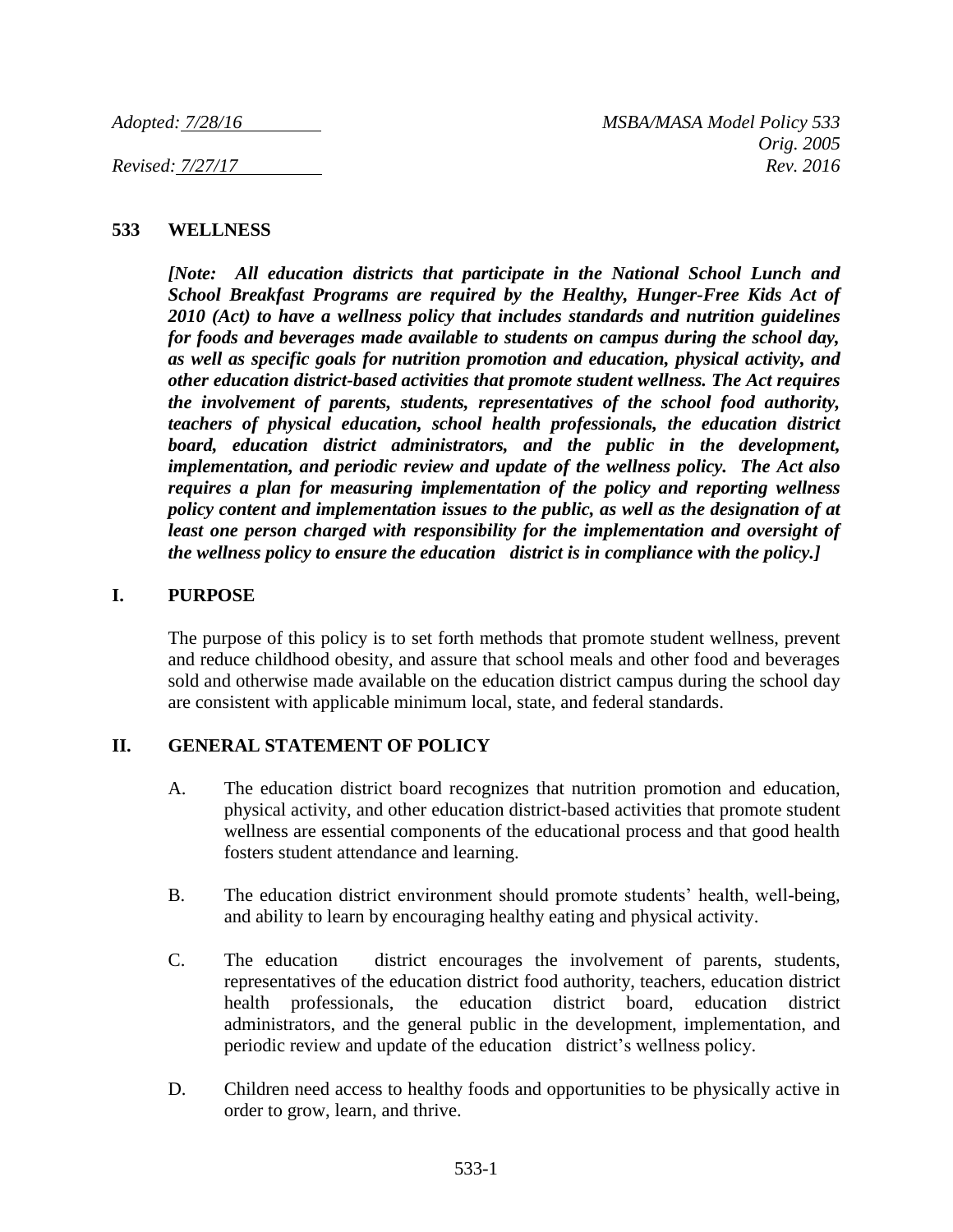*Adopted: 7/28/16* *MSBA/MASA Model Policy 533*
*Orig. 2005*
*Revised: 7/27/17* *Rev. 2016*

## 533 WELLNESS

***[Note: All education districts that participate in the National School Lunch and School Breakfast Programs are required by the Healthy, Hunger-Free Kids Act of 2010 (Act) to have a wellness policy that includes standards and nutrition guidelines for foods and beverages made available to students on campus during the school day, as well as specific goals for nutrition promotion and education, physical activity, and other education district-based activities that promote student wellness. The Act requires the involvement of parents, students, representatives of the school food authority, teachers of physical education, school health professionals, the education district board, education district administrators, and the public in the development, implementation, and periodic review and update of the wellness policy. The Act also requires a plan for measuring implementation of the policy and reporting wellness policy content and implementation issues to the public, as well as the designation of at least one person charged with responsibility for the implementation and oversight of the wellness policy to ensure the education district is in compliance with the policy.]***

### I. PURPOSE

The purpose of this policy is to set forth methods that promote student wellness, prevent and reduce childhood obesity, and assure that school meals and other food and beverages sold and otherwise made available on the education district campus during the school day are consistent with applicable minimum local, state, and federal standards.

### II. GENERAL STATEMENT OF POLICY

A. The education district board recognizes that nutrition promotion and education, physical activity, and other education district-based activities that promote student wellness are essential components of the educational process and that good health fosters student attendance and learning.

B. The education district environment should promote students' health, well-being, and ability to learn by encouraging healthy eating and physical activity.

C. The education district encourages the involvement of parents, students, representatives of the education district food authority, teachers, education district health professionals, the education district board, education district administrators, and the general public in the development, implementation, and periodic review and update of the education district's wellness policy.

D. Children need access to healthy foods and opportunities to be physically active in order to grow, learn, and thrive.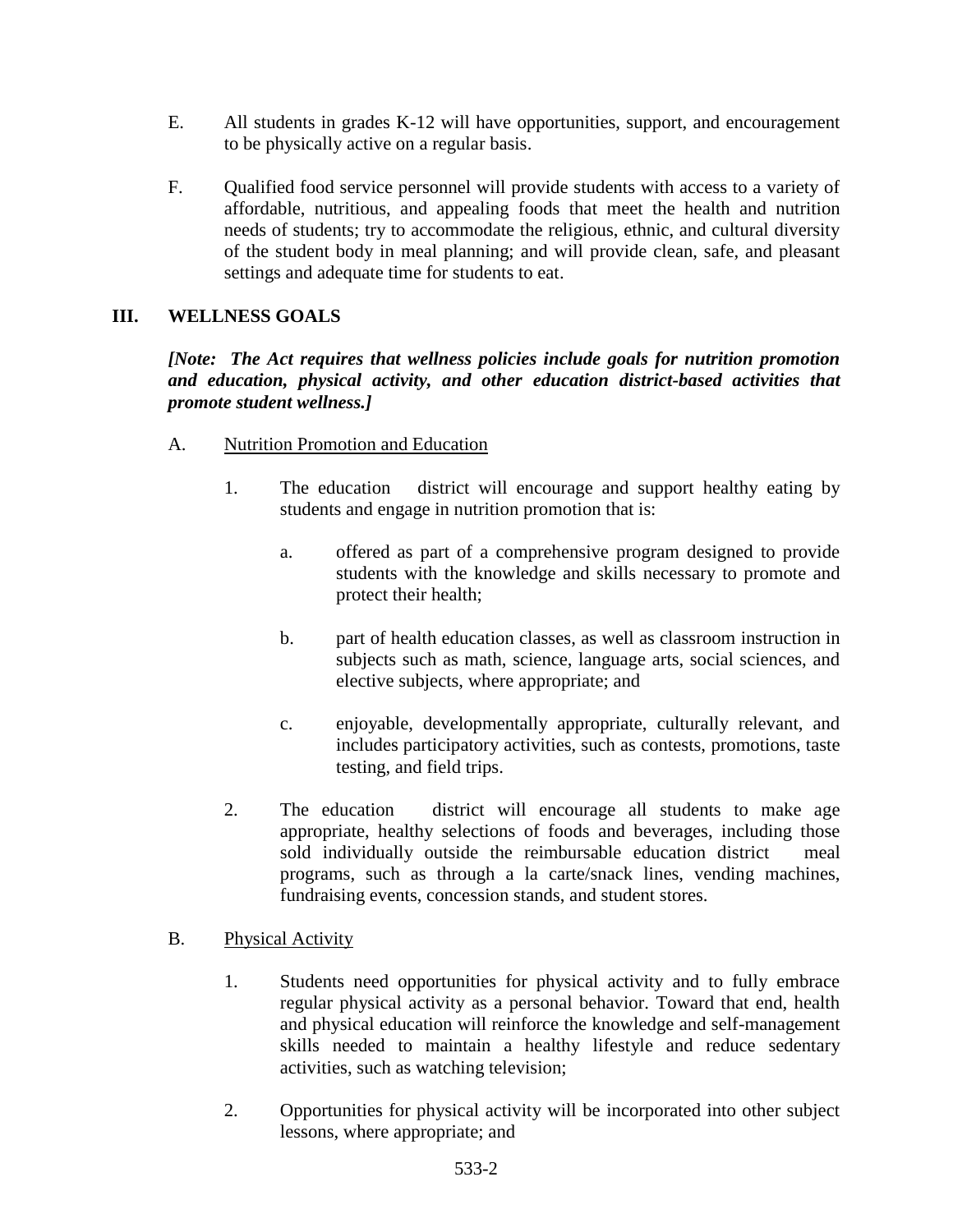E. All students in grades K-12 will have opportunities, support, and encouragement to be physically active on a regular basis.

F. Qualified food service personnel will provide students with access to a variety of affordable, nutritious, and appealing foods that meet the health and nutrition needs of students; try to accommodate the religious, ethnic, and cultural diversity of the student body in meal planning; and will provide clean, safe, and pleasant settings and adequate time for students to eat.

## III. WELLNESS GOALS

***[Note: The Act requires that wellness policies include goals for nutrition promotion and education, physical activity, and other education district-based activities that promote student wellness.]***

A. <u>Nutrition Promotion and Education</u>

1. The education district will encourage and support healthy eating by students and engage in nutrition promotion that is:

   a. offered as part of a comprehensive program designed to provide students with the knowledge and skills necessary to promote and protect their health;

   b. part of health education classes, as well as classroom instruction in subjects such as math, science, language arts, social sciences, and elective subjects, where appropriate; and

   c. enjoyable, developmentally appropriate, culturally relevant, and includes participatory activities, such as contests, promotions, taste testing, and field trips.

2. The education district will encourage all students to make age appropriate, healthy selections of foods and beverages, including those sold individually outside the reimbursable education district meal programs, such as through a la carte/snack lines, vending machines, fundraising events, concession stands, and student stores.

B. <u>Physical Activity</u>

1. Students need opportunities for physical activity and to fully embrace regular physical activity as a personal behavior. Toward that end, health and physical education will reinforce the knowledge and self-management skills needed to maintain a healthy lifestyle and reduce sedentary activities, such as watching television;

2. Opportunities for physical activity will be incorporated into other subject lessons, where appropriate; and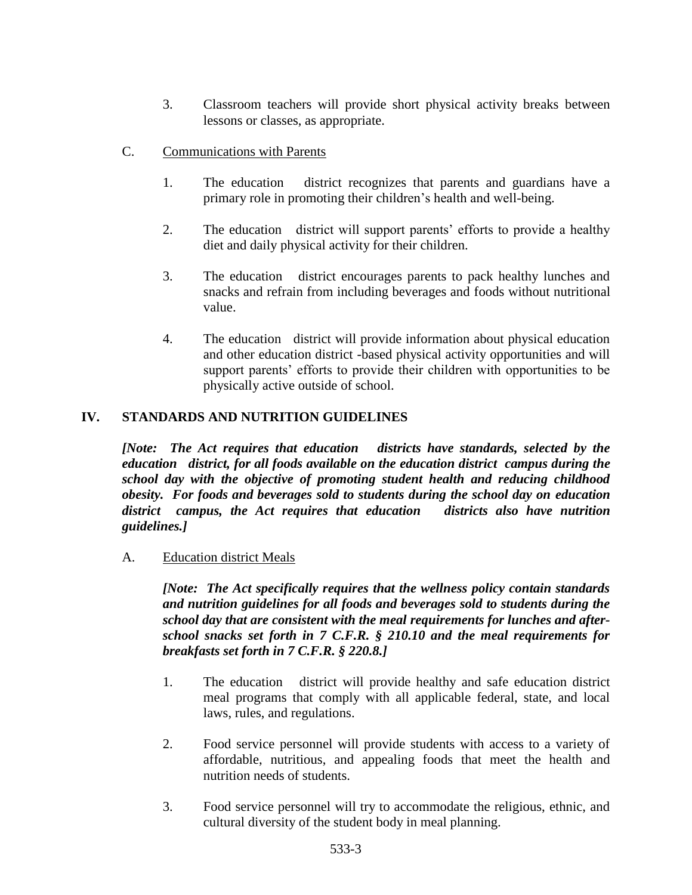3. Classroom teachers will provide short physical activity breaks between lessons or classes, as appropriate.

C. Communications with Parents

1. The education district recognizes that parents and guardians have a primary role in promoting their children's health and well-being.

2. The education district will support parents' efforts to provide a healthy diet and daily physical activity for their children.

3. The education district encourages parents to pack healthy lunches and snacks and refrain from including beverages and foods without nutritional value.

4. The education district will provide information about physical education and other education district -based physical activity opportunities and will support parents' efforts to provide their children with opportunities to be physically active outside of school.

## IV. STANDARDS AND NUTRITION GUIDELINES

***[Note: The Act requires that education districts have standards, selected by the education district, for all foods available on the education district campus during the school day with the objective of promoting student health and reducing childhood obesity. For foods and beverages sold to students during the school day on education district campus, the Act requires that education districts also have nutrition guidelines.]***

A. Education district Meals

***[Note: The Act specifically requires that the wellness policy contain standards and nutrition guidelines for all foods and beverages sold to students during the school day that are consistent with the meal requirements for lunches and after-school snacks set forth in 7 C.F.R. § 210.10 and the meal requirements for breakfasts set forth in 7 C.F.R. § 220.8.]***

1. The education district will provide healthy and safe education district meal programs that comply with all applicable federal, state, and local laws, rules, and regulations.

2. Food service personnel will provide students with access to a variety of affordable, nutritious, and appealing foods that meet the health and nutrition needs of students.

3. Food service personnel will try to accommodate the religious, ethnic, and cultural diversity of the student body in meal planning.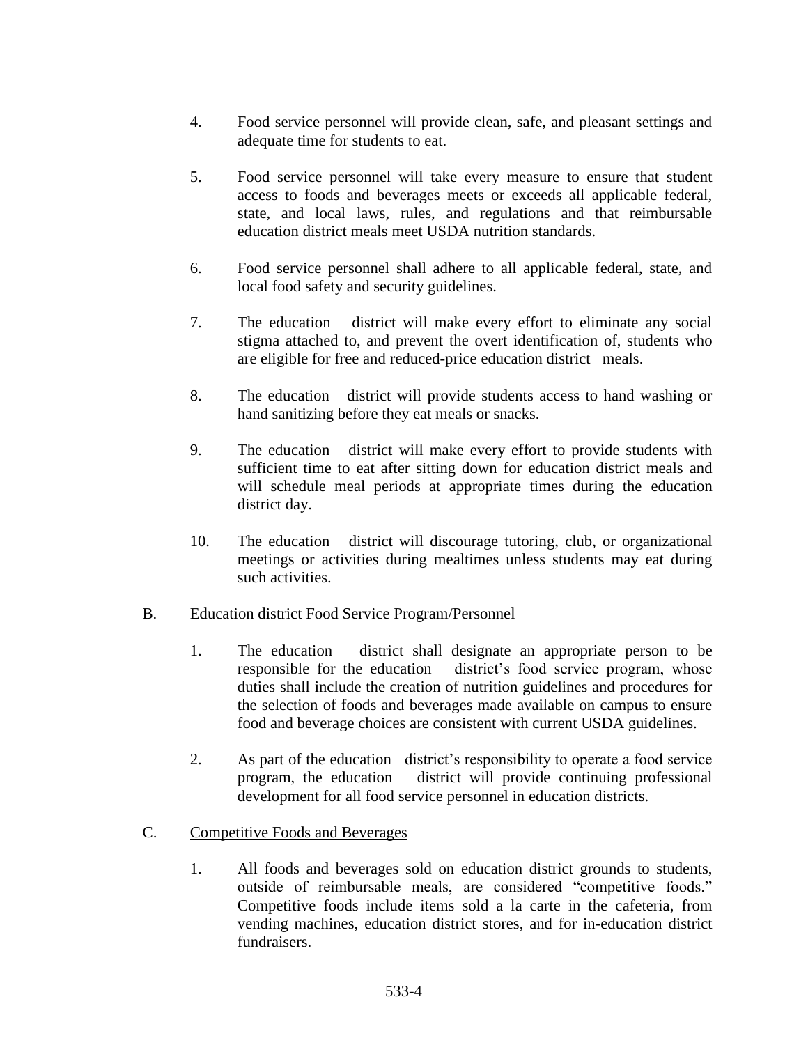4. Food service personnel will provide clean, safe, and pleasant settings and adequate time for students to eat.

5. Food service personnel will take every measure to ensure that student access to foods and beverages meets or exceeds all applicable federal, state, and local laws, rules, and regulations and that reimbursable education district meals meet USDA nutrition standards.

6. Food service personnel shall adhere to all applicable federal, state, and local food safety and security guidelines.

7. The education district will make every effort to eliminate any social stigma attached to, and prevent the overt identification of, students who are eligible for free and reduced-price education district meals.

8. The education district will provide students access to hand washing or hand sanitizing before they eat meals or snacks.

9. The education district will make every effort to provide students with sufficient time to eat after sitting down for education district meals and will schedule meal periods at appropriate times during the education district day.

10. The education district will discourage tutoring, club, or organizational meetings or activities during mealtimes unless students may eat during such activities.

B. <u>Education district Food Service Program/Personnel</u>

1. The education district shall designate an appropriate person to be responsible for the education district's food service program, whose duties shall include the creation of nutrition guidelines and procedures for the selection of foods and beverages made available on campus to ensure food and beverage choices are consistent with current USDA guidelines.

2. As part of the education district's responsibility to operate a food service program, the education district will provide continuing professional development for all food service personnel in education districts.

C. <u>Competitive Foods and Beverages</u>

1. All foods and beverages sold on education district grounds to students, outside of reimbursable meals, are considered "competitive foods." Competitive foods include items sold a la carte in the cafeteria, from vending machines, education district stores, and for in-education district fundraisers.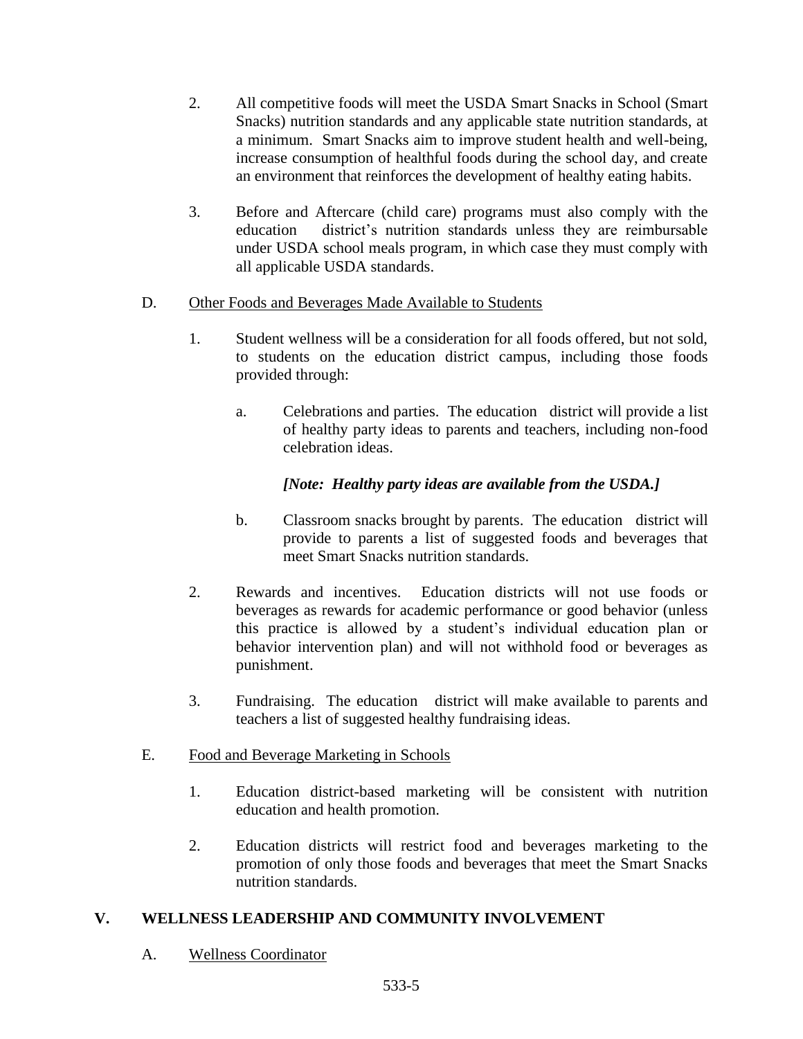2. All competitive foods will meet the USDA Smart Snacks in School (Smart Snacks) nutrition standards and any applicable state nutrition standards, at a minimum. Smart Snacks aim to improve student health and well-being, increase consumption of healthful foods during the school day, and create an environment that reinforces the development of healthy eating habits.

3. Before and Aftercare (child care) programs must also comply with the education district's nutrition standards unless they are reimbursable under USDA school meals program, in which case they must comply with all applicable USDA standards.

D. Other Foods and Beverages Made Available to Students

1. Student wellness will be a consideration for all foods offered, but not sold, to students on the education district campus, including those foods provided through:

   a. Celebrations and parties. The education district will provide a list of healthy party ideas to parents and teachers, including non-food celebration ideas.

      ***[Note: Healthy party ideas are available from the USDA.]***

   b. Classroom snacks brought by parents. The education district will provide to parents a list of suggested foods and beverages that meet Smart Snacks nutrition standards.

2. Rewards and incentives. Education districts will not use foods or beverages as rewards for academic performance or good behavior (unless this practice is allowed by a student's individual education plan or behavior intervention plan) and will not withhold food or beverages as punishment.

3. Fundraising. The education district will make available to parents and teachers a list of suggested healthy fundraising ideas.

E. Food and Beverage Marketing in Schools

1. Education district-based marketing will be consistent with nutrition education and health promotion.

2. Education districts will restrict food and beverages marketing to the promotion of only those foods and beverages that meet the Smart Snacks nutrition standards.

## V. WELLNESS LEADERSHIP AND COMMUNITY INVOLVEMENT

A. Wellness Coordinator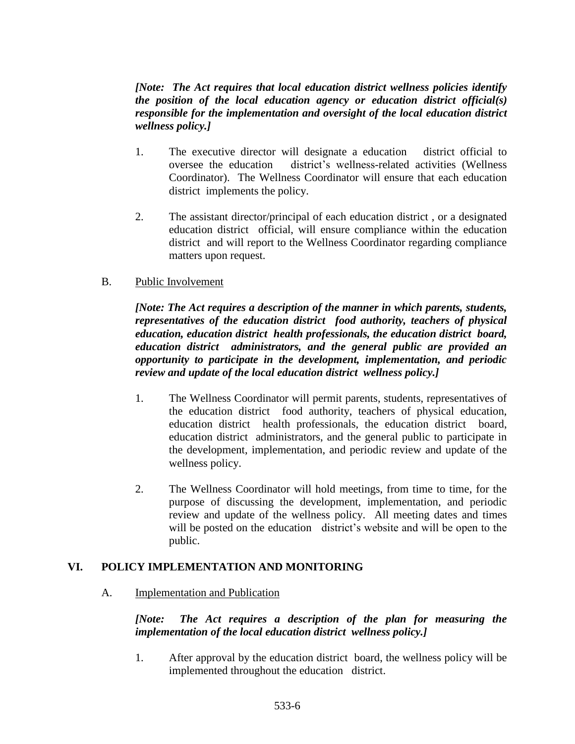***[Note: The Act requires that local education district wellness policies identify the position of the local education agency or education district official(s) responsible for the implementation and oversight of the local education district wellness policy.]***

1. The executive director will designate a education district official to oversee the education district's wellness-related activities (Wellness Coordinator). The Wellness Coordinator will ensure that each education district implements the policy.

2. The assistant director/principal of each education district , or a designated education district official, will ensure compliance within the education district and will report to the Wellness Coordinator regarding compliance matters upon request.

B. Public Involvement

***[Note: The Act requires a description of the manner in which parents, students, representatives of the education district food authority, teachers of physical education, education district health professionals, the education district board, education district administrators, and the general public are provided an opportunity to participate in the development, implementation, and periodic review and update of the local education district wellness policy.]***

1. The Wellness Coordinator will permit parents, students, representatives of the education district food authority, teachers of physical education, education district health professionals, the education district board, education district administrators, and the general public to participate in the development, implementation, and periodic review and update of the wellness policy.

2. The Wellness Coordinator will hold meetings, from time to time, for the purpose of discussing the development, implementation, and periodic review and update of the wellness policy. All meeting dates and times will be posted on the education district's website and will be open to the public.

## VI. POLICY IMPLEMENTATION AND MONITORING

A. Implementation and Publication

***[Note: The Act requires a description of the plan for measuring the implementation of the local education district wellness policy.]***

1. After approval by the education district board, the wellness policy will be implemented throughout the education district.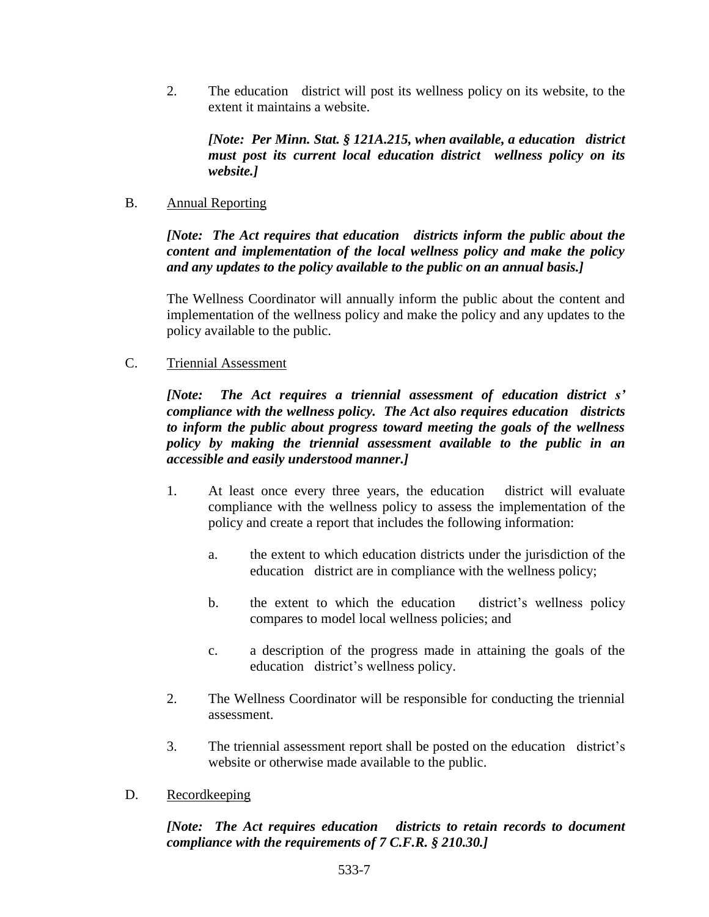2. The education district will post its wellness policy on its website, to the extent it maintains a website.

   ***[Note: Per Minn. Stat. § 121A.215, when available, a education district must post its current local education district wellness policy on its website.]***

B. Annual Reporting

***[Note: The Act requires that education districts inform the public about the content and implementation of the local wellness policy and make the policy and any updates to the policy available to the public on an annual basis.]***

The Wellness Coordinator will annually inform the public about the content and implementation of the wellness policy and make the policy and any updates to the policy available to the public.

C. Triennial Assessment

***[Note: The Act requires a triennial assessment of education district s' compliance with the wellness policy. The Act also requires education districts to inform the public about progress toward meeting the goals of the wellness policy by making the triennial assessment available to the public in an accessible and easily understood manner.]***

1. At least once every three years, the education district will evaluate compliance with the wellness policy to assess the implementation of the policy and create a report that includes the following information:

   a. the extent to which education districts under the jurisdiction of the education district are in compliance with the wellness policy;

   b. the extent to which the education district's wellness policy compares to model local wellness policies; and

   c. a description of the progress made in attaining the goals of the education district's wellness policy.

2. The Wellness Coordinator will be responsible for conducting the triennial assessment.

3. The triennial assessment report shall be posted on the education district's website or otherwise made available to the public.

D. Recordkeeping

***[Note: The Act requires education districts to retain records to document compliance with the requirements of 7 C.F.R. § 210.30.]***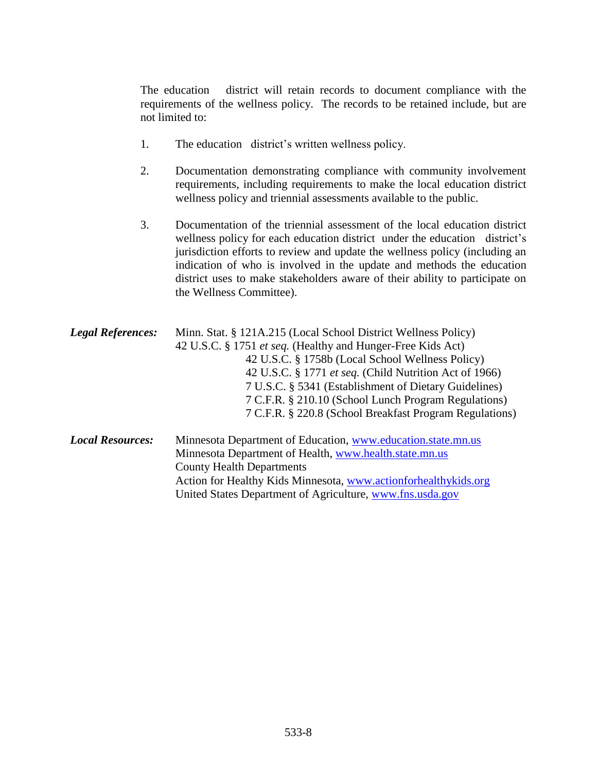The education district will retain records to document compliance with the requirements of the wellness policy. The records to be retained include, but are not limited to:

1. The education district's written wellness policy.

2. Documentation demonstrating compliance with community involvement requirements, including requirements to make the local education district wellness policy and triennial assessments available to the public.

3. Documentation of the triennial assessment of the local education district wellness policy for each education district under the education district's jurisdiction efforts to review and update the wellness policy (including an indication of who is involved in the update and methods the education district uses to make stakeholders aware of their ability to participate on the Wellness Committee).

***Legal References:***

Minn. Stat. § 121A.215 (Local School District Wellness Policy)
42 U.S.C. § 1751 *et seq.* (Healthy and Hunger-Free Kids Act)
42 U.S.C. § 1758b (Local School Wellness Policy)
42 U.S.C. § 1771 *et seq.* (Child Nutrition Act of 1966)
7 U.S.C. § 5341 (Establishment of Dietary Guidelines)
7 C.F.R. § 210.10 (School Lunch Program Regulations)
7 C.F.R. § 220.8 (School Breakfast Program Regulations)

***Local Resources:***

Minnesota Department of Education, www.education.state.mn.us
Minnesota Department of Health, www.health.state.mn.us
County Health Departments
Action for Healthy Kids Minnesota, www.actionforhealthykids.org
United States Department of Agriculture, www.fns.usda.gov